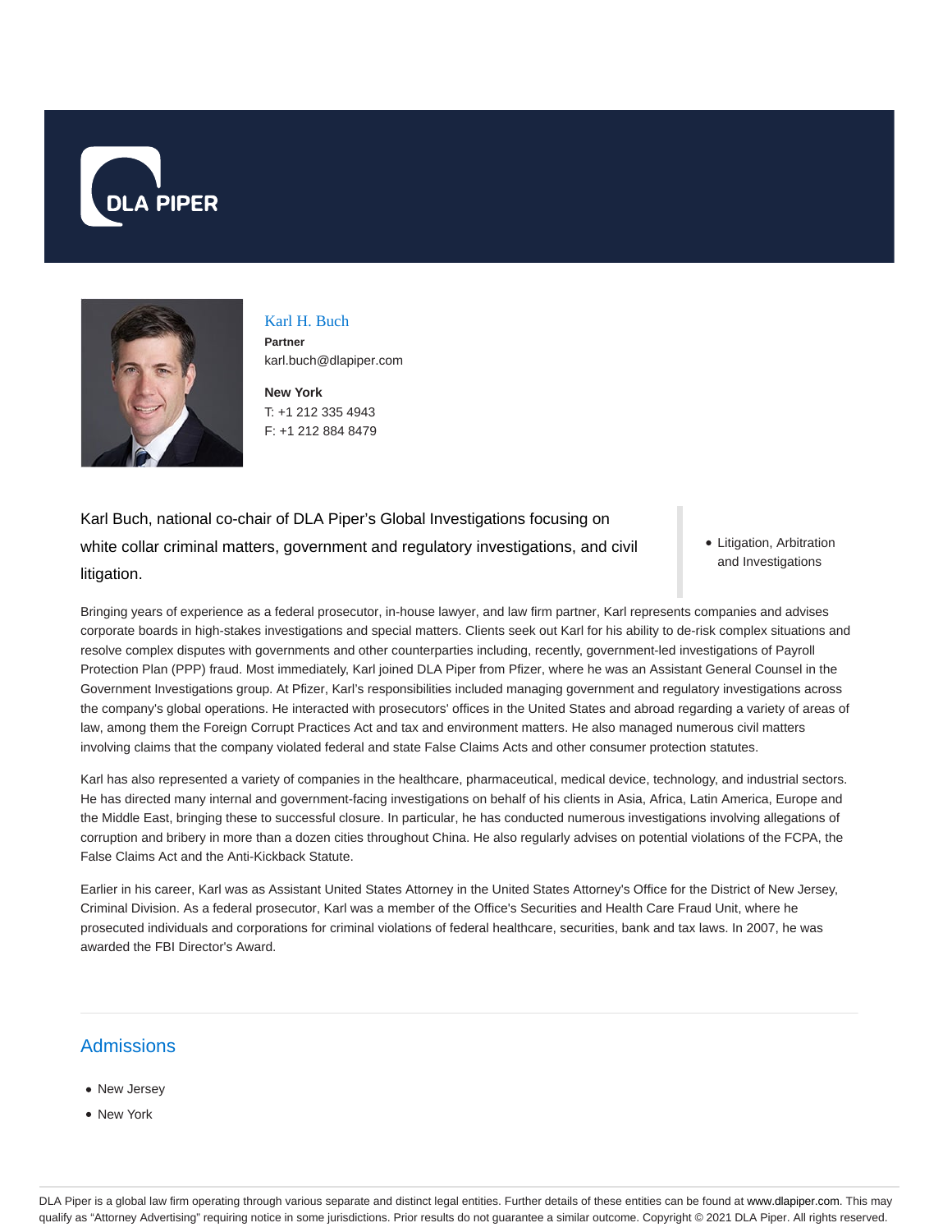# Karl H. Buch

**Partner**
karl.buch@dlapiper.com

**New York**
T: +1 212 335 4943
F: +1 212 884 8479

Karl Buch, national co-chair of DLA Piper's Global Investigations focusing on white collar criminal matters, government and regulatory investigations, and civil litigation.

- Litigation, Arbitration and Investigations

Bringing years of experience as a federal prosecutor, in-house lawyer, and law firm partner, Karl represents companies and advises corporate boards in high-stakes investigations and special matters. Clients seek out Karl for his ability to de-risk complex situations and resolve complex disputes with governments and other counterparties including, recently, government-led investigations of Payroll Protection Plan (PPP) fraud. Most immediately, Karl joined DLA Piper from Pfizer, where he was an Assistant General Counsel in the Government Investigations group. At Pfizer, Karl's responsibilities included managing government and regulatory investigations across the company's global operations. He interacted with prosecutors' offices in the United States and abroad regarding a variety of areas of law, among them the Foreign Corrupt Practices Act and tax and environment matters. He also managed numerous civil matters involving claims that the company violated federal and state False Claims Acts and other consumer protection statutes.

Karl has also represented a variety of companies in the healthcare, pharmaceutical, medical device, technology, and industrial sectors. He has directed many internal and government-facing investigations on behalf of his clients in Asia, Africa, Latin America, Europe and the Middle East, bringing these to successful closure. In particular, he has conducted numerous investigations involving allegations of corruption and bribery in more than a dozen cities throughout China. He also regularly advises on potential violations of the FCPA, the False Claims Act and the Anti-Kickback Statute.

Earlier in his career, Karl was as Assistant United States Attorney in the United States Attorney's Office for the District of New Jersey, Criminal Division. As a federal prosecutor, Karl was a member of the Office's Securities and Health Care Fraud Unit, where he prosecuted individuals and corporations for criminal violations of federal healthcare, securities, bank and tax laws. In 2007, he was awarded the FBI Director's Award.

## Admissions

- New Jersey
- New York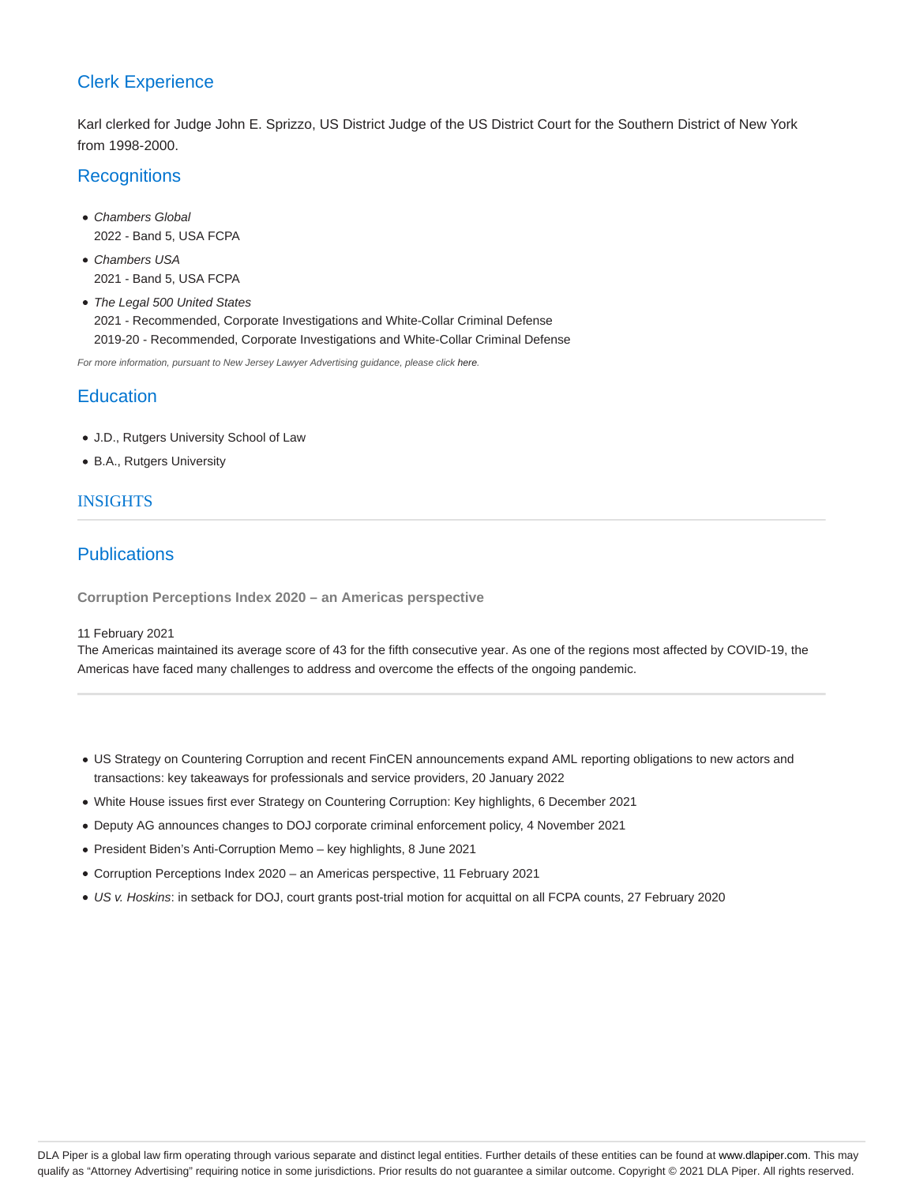## Clerk Experience

Karl clerked for Judge John E. Sprizzo, US District Judge of the US District Court for the Southern District of New York from 1998-2000.

## Recognitions

- *Chambers Global*
  2022 - Band 5, USA FCPA
- *Chambers USA*
  2021 - Band 5, USA FCPA
- *The Legal 500 United States*
  2021 - Recommended, Corporate Investigations and White-Collar Criminal Defense
  2019-20 - Recommended, Corporate Investigations and White-Collar Criminal Defense

*For more information, pursuant to New Jersey Lawyer Advertising guidance, please click here.*

## Education

- J.D., Rutgers University School of Law
- B.A., Rutgers University

# INSIGHTS

## Publications

**Corruption Perceptions Index 2020 – an Americas perspective**

11 February 2021
The Americas maintained its average score of 43 for the fifth consecutive year. As one of the regions most affected by COVID-19, the Americas have faced many challenges to address and overcome the effects of the ongoing pandemic.

---

- US Strategy on Countering Corruption and recent FinCEN announcements expand AML reporting obligations to new actors and transactions: key takeaways for professionals and service providers, 20 January 2022
- White House issues first ever Strategy on Countering Corruption: Key highlights, 6 December 2021
- Deputy AG announces changes to DOJ corporate criminal enforcement policy, 4 November 2021
- President Biden's Anti-Corruption Memo – key highlights, 8 June 2021
- Corruption Perceptions Index 2020 – an Americas perspective, 11 February 2021
- *US v. Hoskins*: in setback for DOJ, court grants post-trial motion for acquittal on all FCPA counts, 27 February 2020

DLA Piper is a global law firm operating through various separate and distinct legal entities. Further details of these entities can be found at www.dlapiper.com. This may qualify as "Attorney Advertising" requiring notice in some jurisdictions. Prior results do not guarantee a similar outcome. Copyright © 2021 DLA Piper. All rights reserved.